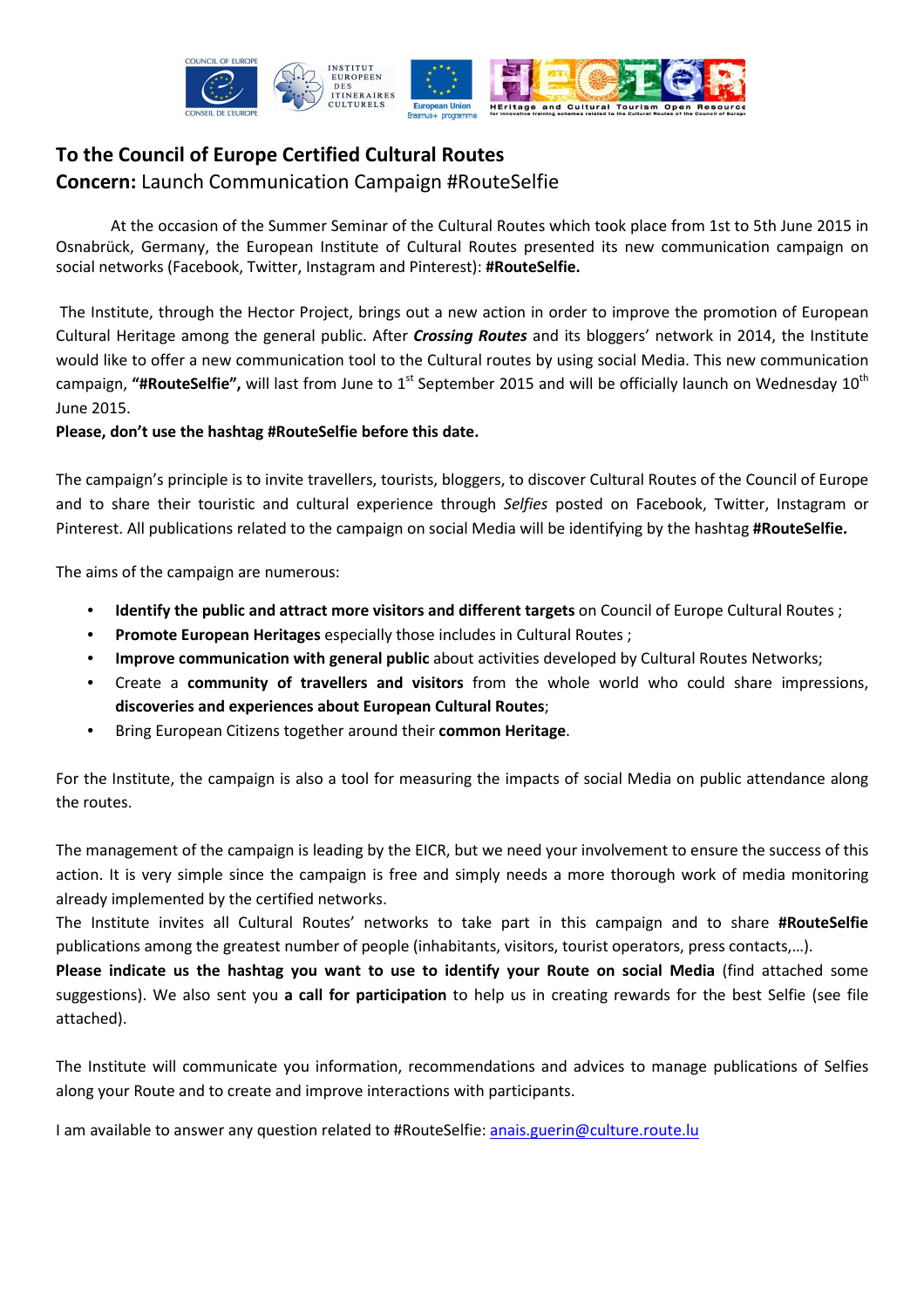**To the Council of Europe Certified Cultural Routes**
**Concern:** Launch Communication Campaign #RouteSelfie

At the occasion of the Summer Seminar of the Cultural Routes which took place from 1st to 5th June 2015 in Osnabrück, Germany, the European Institute of Cultural Routes presented its new communication campaign on social networks (Facebook, Twitter, Instagram and Pinterest): **#RouteSelfie.**

The Institute, through the Hector Project, brings out a new action in order to improve the promotion of European Cultural Heritage among the general public. After ***Crossing Routes*** and its bloggers' network in 2014, the Institute would like to offer a new communication tool to the Cultural routes by using social Media. This new communication campaign, **"#RouteSelfie",** will last from June to 1st September 2015 and will be officially launch on Wednesday 10th June 2015.

**Please, don't use the hashtag #RouteSelfie before this date.**

The campaign's principle is to invite travellers, tourists, bloggers, to discover Cultural Routes of the Council of Europe and to share their touristic and cultural experience through *Selfies* posted on Facebook, Twitter, Instagram or Pinterest. All publications related to the campaign on social Media will be identifying by the hashtag **#RouteSelfie.**

The aims of the campaign are numerous:

- **Identify the public and attract more visitors and different targets** on Council of Europe Cultural Routes ;
- **Promote European Heritages** especially those includes in Cultural Routes ;
- **Improve communication with general public** about activities developed by Cultural Routes Networks;
- Create a **community of travellers and visitors** from the whole world who could share impressions, **discoveries and experiences about European Cultural Routes**;
- Bring European Citizens together around their **common Heritage**.

For the Institute, the campaign is also a tool for measuring the impacts of social Media on public attendance along the routes.

The management of the campaign is leading by the EICR, but we need your involvement to ensure the success of this action. It is very simple since the campaign is free and simply needs a more thorough work of media monitoring already implemented by the certified networks.

The Institute invites all Cultural Routes' networks to take part in this campaign and to share **#RouteSelfie** publications among the greatest number of people (inhabitants, visitors, tourist operators, press contacts,…).

**Please indicate us the hashtag you want to use to identify your Route on social Media** (find attached some suggestions). We also sent you **a call for participation** to help us in creating rewards for the best Selfie (see file attached).

The Institute will communicate you information, recommendations and advices to manage publications of Selfies along your Route and to create and improve interactions with participants.

I am available to answer any question related to #RouteSelfie: anais.guerin@culture.route.lu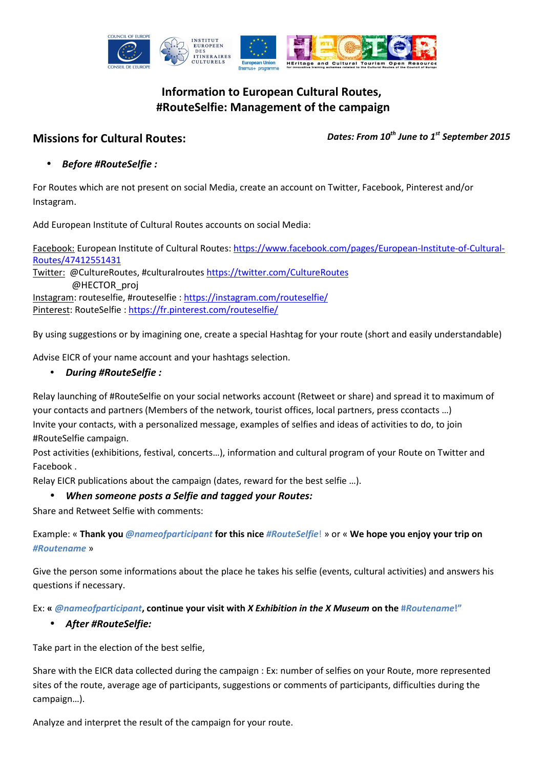# Information to European Cultural Routes,
# #RouteSelfie: Management of the campaign

## Missions for Cultural Routes:

***Dates: From 10th June to 1st September 2015***

- ***Before #RouteSelfie :***

For Routes which are not present on social Media, create an account on Twitter, Facebook, Pinterest and/or Instagram.

Add European Institute of Cultural Routes accounts on social Media:

Facebook: European Institute of Cultural Routes: https://www.facebook.com/pages/European-Institute-of-Cultural-Routes/47412551431
Twitter: @CultureRoutes, #culturalroutes https://twitter.com/CultureRoutes
@HECTOR_proj
Instagram: routeselfie, #routeselfie : https://instagram.com/routeselfie/
Pinterest: RouteSelfie : https://fr.pinterest.com/routeselfie/

By using suggestions or by imagining one, create a special Hashtag for your route (short and easily understandable)

Advise EICR of your name account and your hashtags selection.

- ***During #RouteSelfie :***

Relay launching of #RouteSelfie on your social networks account (Retweet or share) and spread it to maximum of your contacts and partners (Members of the network, tourist offices, local partners, press ccontacts …)
Invite your contacts, with a personalized message, examples of selfies and ideas of activities to do, to join #RouteSelfie campaign.
Post activities (exhibitions, festival, concerts…), information and cultural program of your Route on Twitter and Facebook .
Relay EICR publications about the campaign (dates, reward for the best selfie …).

- ***When someone posts a Selfie and tagged your Routes:***

Share and Retweet Selfie with comments:

Example: « **Thank you *@nameofparticipant* for this nice *#RouteSelfie*!** » or « **We hope you enjoy your trip on *#Routename*** »

Give the person some informations about the place he takes his selfie (events, cultural activities) and answers his questions if necessary.

Ex: **« *@nameofparticipant*, continue your visit with *X Exhibition in the X Museum* on the #Routename!"**

- ***After #RouteSelfie:***

Take part in the election of the best selfie,

Share with the EICR data collected during the campaign : Ex: number of selfies on your Route, more represented sites of the route, average age of participants, suggestions or comments of participants, difficulties during the campaign…).

Analyze and interpret the result of the campaign for your route.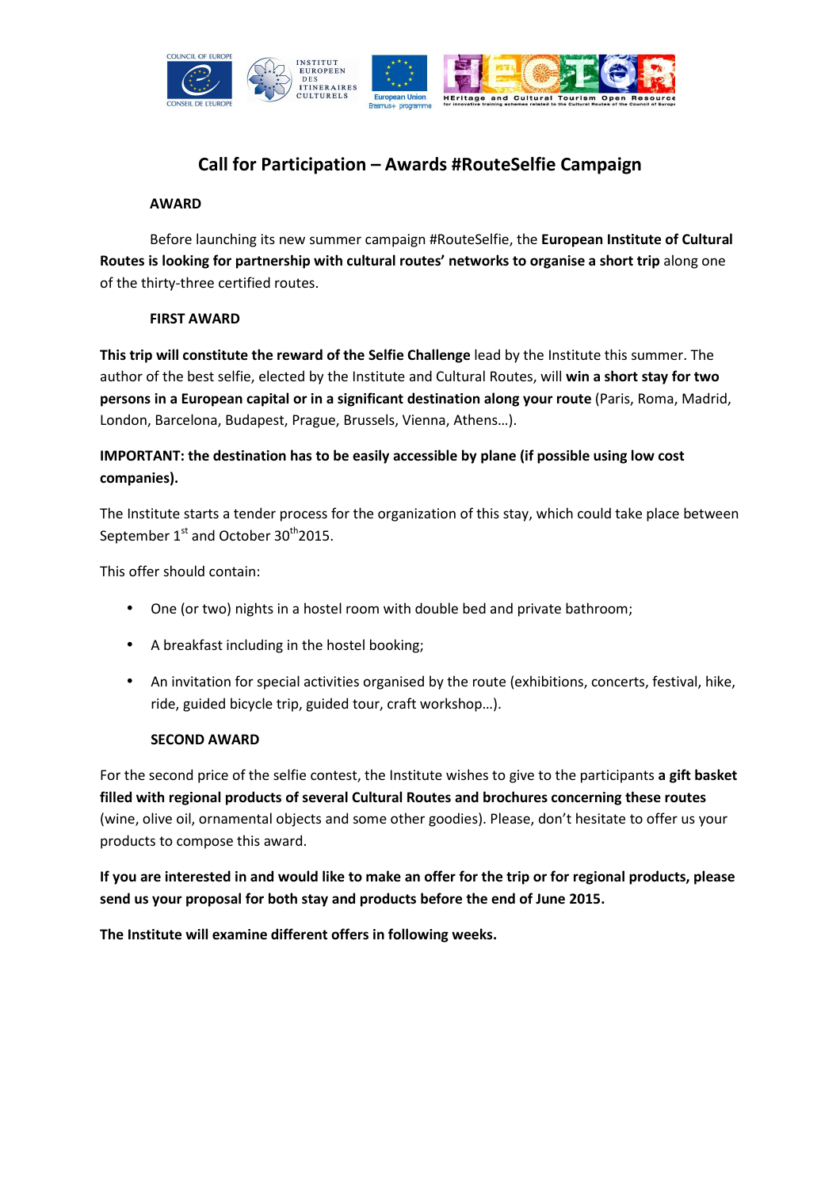# Call for Participation – Awards #RouteSelfie Campaign

## AWARD

Before launching its new summer campaign #RouteSelfie, the **European Institute of Cultural Routes is looking for partnership with cultural routes' networks to organise a short trip** along one of the thirty-three certified routes.

## FIRST AWARD

**This trip will constitute the reward of the Selfie Challenge** lead by the Institute this summer. The author of the best selfie, elected by the Institute and Cultural Routes, will **win a short stay for two persons in a European capital or in a significant destination along your route** (Paris, Roma, Madrid, London, Barcelona, Budapest, Prague, Brussels, Vienna, Athens…).

**IMPORTANT: the destination has to be easily accessible by plane (if possible using low cost companies).**

The Institute starts a tender process for the organization of this stay, which could take place between September 1st and October 30th 2015.

This offer should contain:

- One (or two) nights in a hostel room with double bed and private bathroom;
- A breakfast including in the hostel booking;
- An invitation for special activities organised by the route (exhibitions, concerts, festival, hike, ride, guided bicycle trip, guided tour, craft workshop…).

## SECOND AWARD

For the second price of the selfie contest, the Institute wishes to give to the participants **a gift basket filled with regional products of several Cultural Routes and brochures concerning these routes** (wine, olive oil, ornamental objects and some other goodies). Please, don't hesitate to offer us your products to compose this award.

**If you are interested in and would like to make an offer for the trip or for regional products, please send us your proposal for both stay and products before the end of June 2015.**

**The Institute will examine different offers in following weeks.**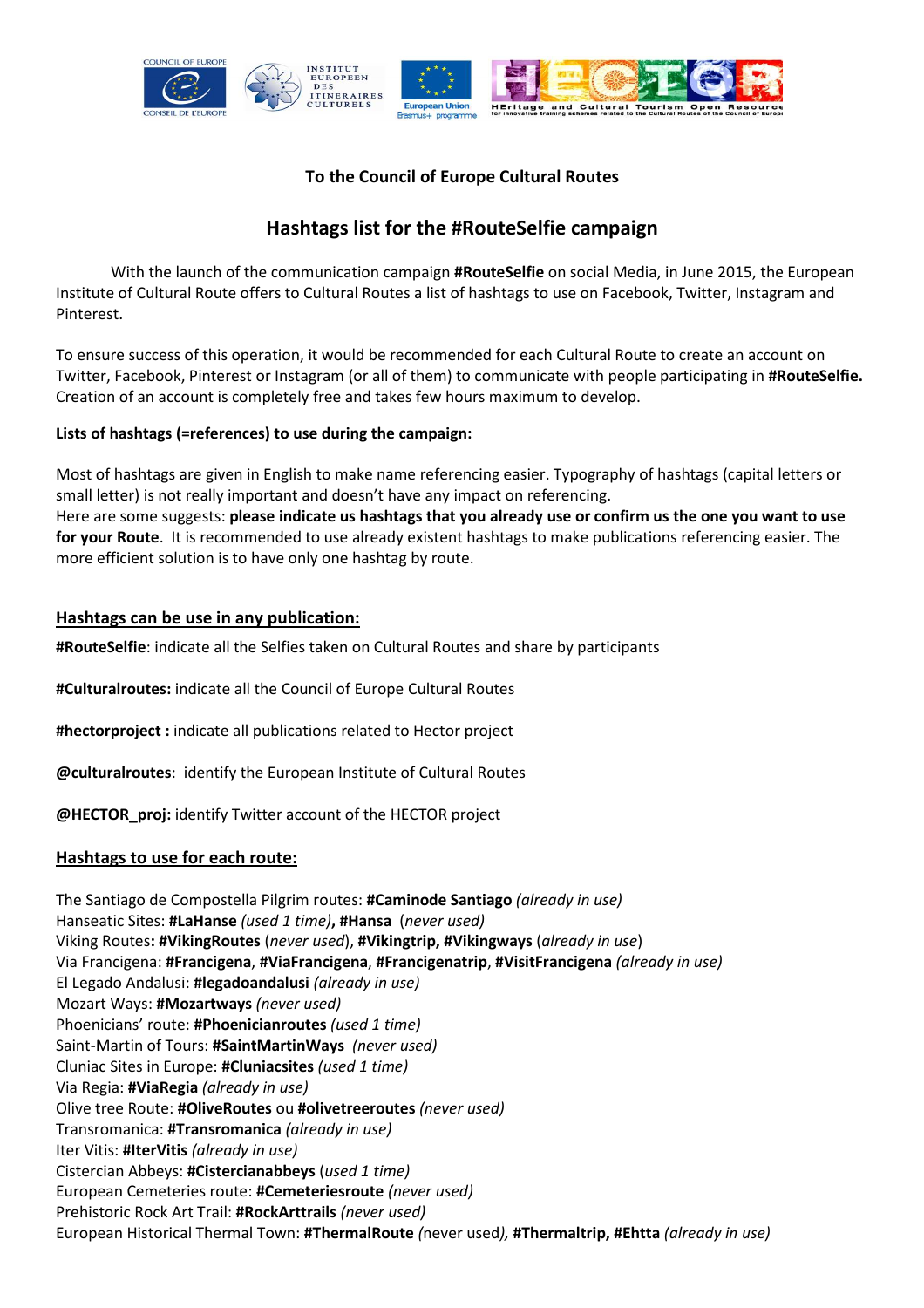To the Council of Europe Cultural Routes

## Hashtags list for the #RouteSelfie campaign

With the launch of the communication campaign **#RouteSelfie** on social Media, in June 2015, the European Institute of Cultural Route offers to Cultural Routes a list of hashtags to use on Facebook, Twitter, Instagram and Pinterest.

To ensure success of this operation, it would be recommended for each Cultural Route to create an account on Twitter, Facebook, Pinterest or Instagram (or all of them) to communicate with people participating in **#RouteSelfie.** Creation of an account is completely free and takes few hours maximum to develop.

**Lists of hashtags (=references) to use during the campaign:**

Most of hashtags are given in English to make name referencing easier. Typography of hashtags (capital letters or small letter) is not really important and doesn't have any impact on referencing.
Here are some suggests: **please indicate us hashtags that you already use or confirm us the one you want to use for your Route**. It is recommended to use already existent hashtags to make publications referencing easier. The more efficient solution is to have only one hashtag by route.

### Hashtags can be use in any publication:

**#RouteSelfie**: indicate all the Selfies taken on Cultural Routes and share by participants

**#Culturalroutes:** indicate all the Council of Europe Cultural Routes

**#hectorproject :** indicate all publications related to Hector project

**@culturalroutes**: identify the European Institute of Cultural Routes

**@HECTOR_proj:** identify Twitter account of the HECTOR project

### Hashtags to use for each route:

The Santiago de Compostella Pilgrim routes: **#Caminode Santiago** *(already in use)*
Hanseatic Sites: **#LaHanse** *(used 1 time)***, #Hansa** *(never used)*
Viking Routes**: #VikingRoutes** (*never used*), **#Vikingtrip, #Vikingways** (*already in use*)
Via Francigena: **#Francigena**, **#ViaFrancigena**, **#Francigenatrip**, **#VisitFrancigena** *(already in use)*
El Legado Andalusi: **#legadoandalusi** *(already in use)*
Mozart Ways: **#Mozartways** *(never used)*
Phoenicians' route: **#Phoenicianroutes** *(used 1 time)*
Saint-Martin of Tours: **#SaintMartinWays** *(never used)*
Cluniac Sites in Europe: **#Cluniacsites** *(used 1 time)*
Via Regia: **#ViaRegia** *(already in use)*
Olive tree Route: **#OliveRoutes** ou **#olivetreeroutes** *(never used)*
Transromanica: **#Transromanica** *(already in use)*
Iter Vitis: **#IterVitis** *(already in use)*
Cistercian Abbeys: **#Cistercianabbeys** (*used 1 time)*
European Cemeteries route: **#Cemeteriesroute** *(never used)*
Prehistoric Rock Art Trail: **#RockArttrails** *(never used)*
European Historical Thermal Town: **#ThermalRoute** *(*never used*)*, **#Thermaltrip, #Ehtta** *(already in use)*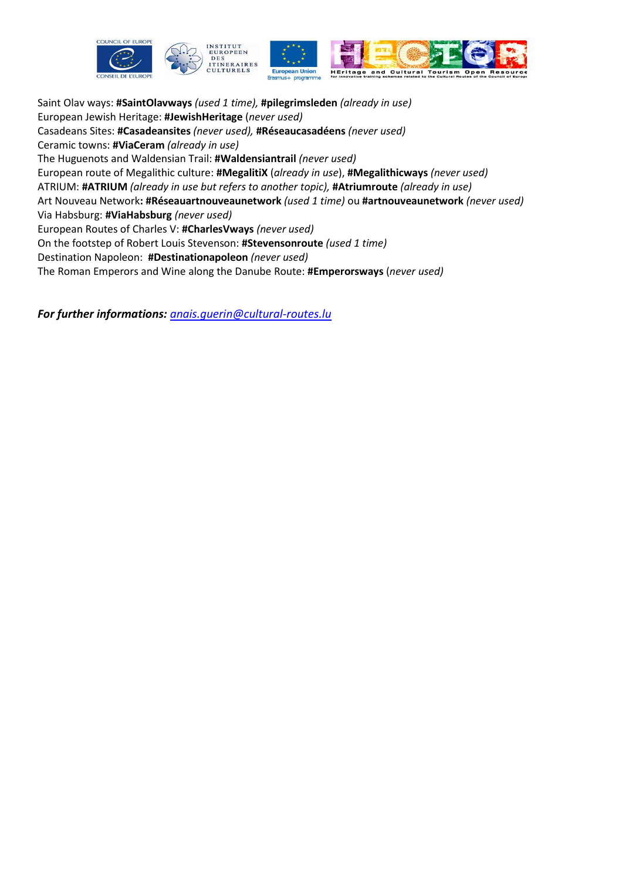Saint Olav ways: **#SaintOlavways** *(used 1 time),* **#pilegrimsleden** *(already in use)*
European Jewish Heritage: **#JewishHeritage** (*never used)*
Casadeans Sites: **#Casadeansites** *(never used),* **#Réseaucasadéens** *(never used)*
Ceramic towns: **#ViaCeram** *(already in use)*
The Huguenots and Waldensian Trail: **#Waldensiantrail** *(never used)*
European route of Megalithic culture: **#MegalitiX** (*already in use*), **#Megalithicways** *(never used)*
ATRIUM: **#ATRIUM** *(already in use but refers to another topic),* **#Atriumroute** *(already in use)*
Art Nouveau Network**: #Réseauartnouveaunetwork** *(used 1 time)* ou **#artnouveaunetwork** *(never used)*
Via Habsburg: **#ViaHabsburg** *(never used)*
European Routes of Charles V: **#CharlesVways** *(never used)*
On the footstep of Robert Louis Stevenson: **#Stevensonroute** *(used 1 time)*
Destination Napoleon: **#Destinationapoleon** *(never used)*
The Roman Emperors and Wine along the Danube Route: **#Emperorsways** (*never used)*

***For further informations:*** *[anais.guerin@cultural-routes.lu](mailto:anais.guerin@cultural-routes.lu)*